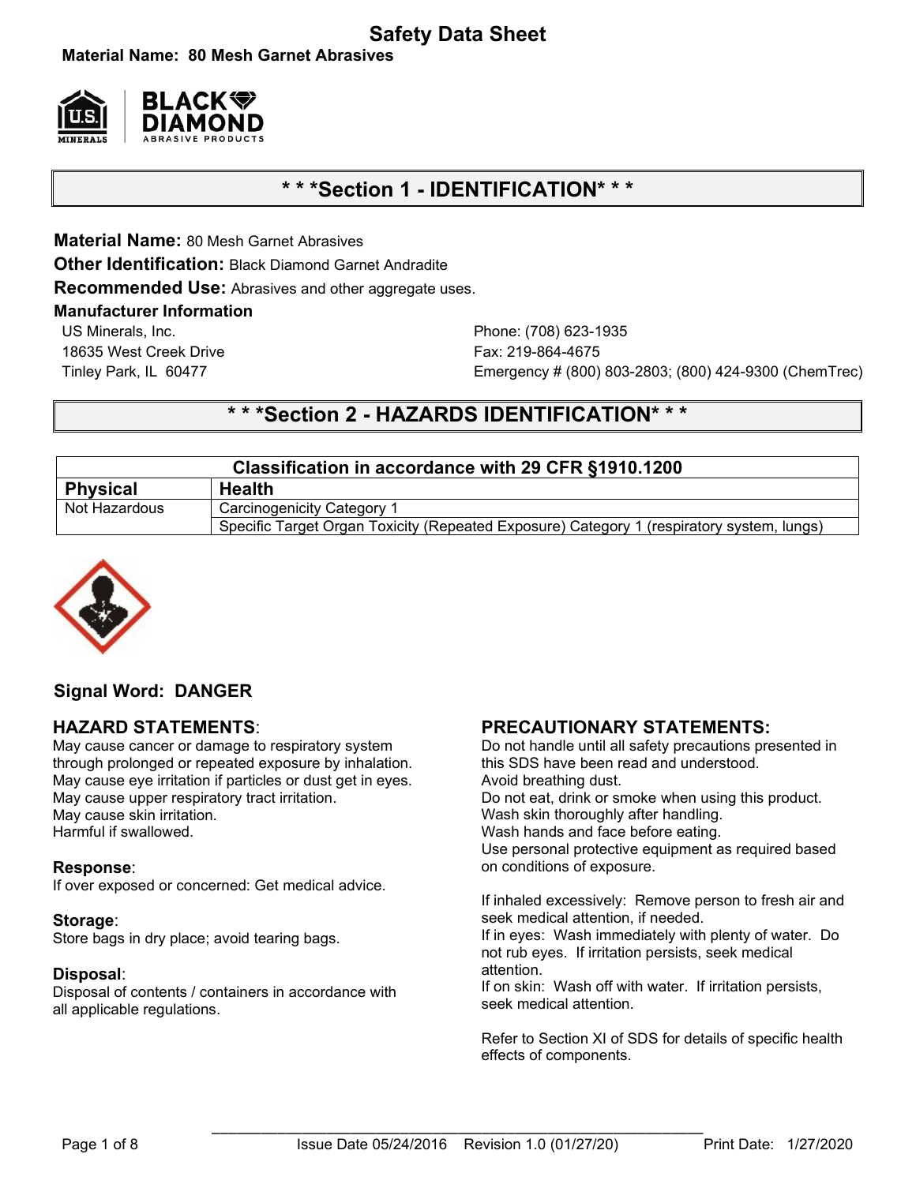# Safety Data Sheet

**Material Name: 80 Mesh Garnet Abrasives**

## * * *Section 1 - IDENTIFICATION* * *

**Material Name:** 80 Mesh Garnet Abrasives

**Other Identification:** Black Diamond Garnet Andradite

**Recommended Use:** Abrasives and other aggregate uses.

**Manufacturer Information**

US Minerals, Inc.
18635 West Creek Drive
Tinley Park, IL 60477

Phone: (708) 623-1935
Fax: 219-864-4675
Emergency # (800) 803-2803; (800) 424-9300 (ChemTrec)

## * * *Section 2 - HAZARDS IDENTIFICATION* * *

| Classification in accordance with 29 CFR §1910.1200 | |
|---|---|
| **Physical** | **Health** |
| Not Hazardous | Carcinogenicity Category 1 |
| | Specific Target Organ Toxicity (Repeated Exposure) Category 1 (respiratory system, lungs) |

**Signal Word: DANGER**

### HAZARD STATEMENTS:

May cause cancer or damage to respiratory system through prolonged or repeated exposure by inhalation.
May cause eye irritation if particles or dust get in eyes.
May cause upper respiratory tract irritation.
May cause skin irritation.
Harmful if swallowed.

**Response**:
If over exposed or concerned: Get medical advice.

**Storage**:
Store bags in dry place; avoid tearing bags.

**Disposal**:
Disposal of contents / containers in accordance with all applicable regulations.

### PRECAUTIONARY STATEMENTS:

Do not handle until all safety precautions presented in this SDS have been read and understood.
Avoid breathing dust.
Do not eat, drink or smoke when using this product.
Wash skin thoroughly after handling.
Wash hands and face before eating.
Use personal protective equipment as required based on conditions of exposure.

If inhaled excessively: Remove person to fresh air and seek medical attention, if needed.
If in eyes: Wash immediately with plenty of water. Do not rub eyes. If irritation persists, seek medical attention.
If on skin: Wash off with water. If irritation persists, seek medical attention.

Refer to Section XI of SDS for details of specific health effects of components.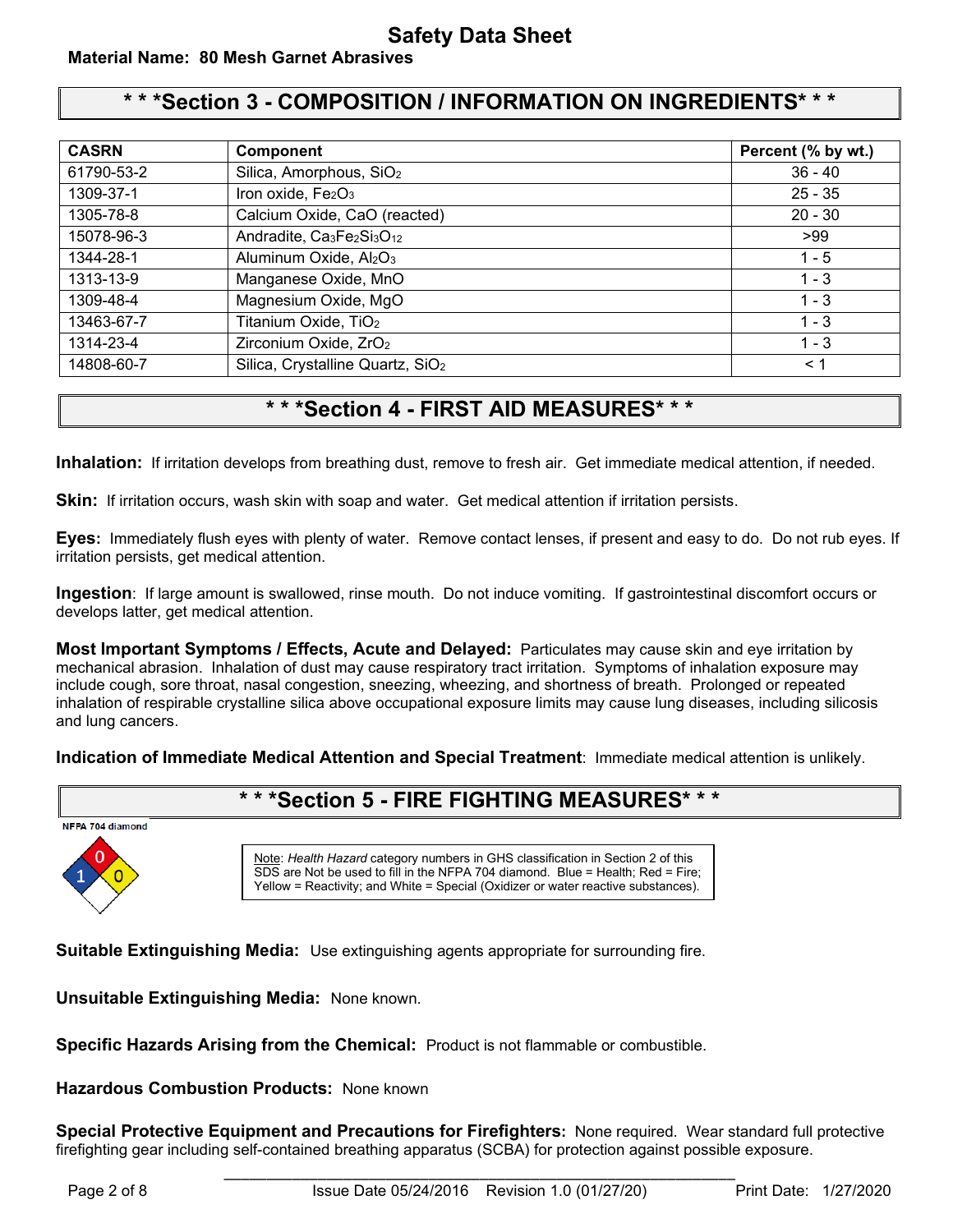# Safety Data Sheet

**Material Name: 80 Mesh Garnet Abrasives**

## * * *Section 3 - COMPOSITION / INFORMATION ON INGREDIENTS* * *

| CASRN | Component | Percent (% by wt.) |
|---|---|---|
| 61790-53-2 | Silica, Amorphous, $SiO_2$ | 36 - 40 |
| 1309-37-1 | Iron oxide, $Fe_2O_3$ | 25 - 35 |
| 1305-78-8 | Calcium Oxide, CaO (reacted) | 20 - 30 |
| 15078-96-3 | Andradite, $Ca_3Fe_2Si_3O_{12}$ | >99 |
| 1344-28-1 | Aluminum Oxide, $Al_2O_3$ | 1 - 5 |
| 1313-13-9 | Manganese Oxide, MnO | 1 - 3 |
| 1309-48-4 | Magnesium Oxide, MgO | 1 - 3 |
| 13463-67-7 | Titanium Oxide, $TiO_2$ | 1 - 3 |
| 1314-23-4 | Zirconium Oxide, $ZrO_2$ | 1 - 3 |
| 14808-60-7 | Silica, Crystalline Quartz, $SiO_2$ | < 1 |

## * * *Section 4 - FIRST AID MEASURES* * *

**Inhalation:** If irritation develops from breathing dust, remove to fresh air. Get immediate medical attention, if needed.

**Skin:** If irritation occurs, wash skin with soap and water. Get medical attention if irritation persists.

**Eyes:** Immediately flush eyes with plenty of water. Remove contact lenses, if present and easy to do. Do not rub eyes. If irritation persists, get medical attention.

**Ingestion**: If large amount is swallowed, rinse mouth. Do not induce vomiting. If gastrointestinal discomfort occurs or develops latter, get medical attention.

**Most Important Symptoms / Effects, Acute and Delayed:** Particulates may cause skin and eye irritation by mechanical abrasion. Inhalation of dust may cause respiratory tract irritation. Symptoms of inhalation exposure may include cough, sore throat, nasal congestion, sneezing, wheezing, and shortness of breath. Prolonged or repeated inhalation of respirable crystalline silica above occupational exposure limits may cause lung diseases, including silicosis and lung cancers.

**Indication of Immediate Medical Attention and Special Treatment**: Immediate medical attention is unlikely.

## * * *Section 5 - FIRE FIGHTING MEASURES* * *

NFPA 704 diamond

Fire (Red): 0
Health (Blue): 1
Reactivity (Yellow): 0

Note: *Health Hazard* category numbers in GHS classification in Section 2 of this SDS are Not be used to fill in the NFPA 704 diamond. Blue = Health; Red = Fire; Yellow = Reactivity; and White = Special (Oxidizer or water reactive substances).

**Suitable Extinguishing Media:** Use extinguishing agents appropriate for surrounding fire.

**Unsuitable Extinguishing Media:** None known.

**Specific Hazards Arising from the Chemical:** Product is not flammable or combustible.

**Hazardous Combustion Products:** None known

**Special Protective Equipment and Precautions for Firefighters:** None required. Wear standard full protective firefighting gear including self-contained breathing apparatus (SCBA) for protection against possible exposure.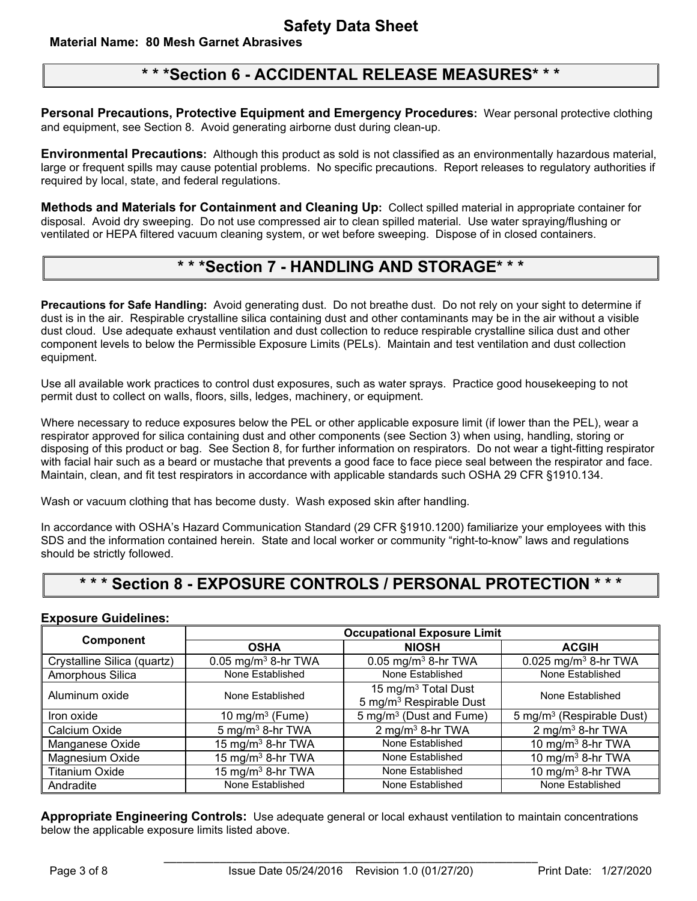## * * *Section 6 - ACCIDENTAL RELEASE MEASURES* * *

**Personal Precautions, Protective Equipment and Emergency Procedures:** Wear personal protective clothing and equipment, see Section 8. Avoid generating airborne dust during clean-up.

**Environmental Precautions:** Although this product as sold is not classified as an environmentally hazardous material, large or frequent spills may cause potential problems. No specific precautions. Report releases to regulatory authorities if required by local, state, and federal regulations.

**Methods and Materials for Containment and Cleaning Up:** Collect spilled material in appropriate container for disposal. Avoid dry sweeping. Do not use compressed air to clean spilled material. Use water spraying/flushing or ventilated or HEPA filtered vacuum cleaning system, or wet before sweeping. Dispose of in closed containers.

## * * *Section 7 - HANDLING AND STORAGE* * *

**Precautions for Safe Handling:** Avoid generating dust. Do not breathe dust. Do not rely on your sight to determine if dust is in the air. Respirable crystalline silica containing dust and other contaminants may be in the air without a visible dust cloud. Use adequate exhaust ventilation and dust collection to reduce respirable crystalline silica dust and other component levels to below the Permissible Exposure Limits (PELs). Maintain and test ventilation and dust collection equipment.

Use all available work practices to control dust exposures, such as water sprays. Practice good housekeeping to not permit dust to collect on walls, floors, sills, ledges, machinery, or equipment.

Where necessary to reduce exposures below the PEL or other applicable exposure limit (if lower than the PEL), wear a respirator approved for silica containing dust and other components (see Section 3) when using, handling, storing or disposing of this product or bag. See Section 8, for further information on respirators. Do not wear a tight-fitting respirator with facial hair such as a beard or mustache that prevents a good face to face piece seal between the respirator and face. Maintain, clean, and fit test respirators in accordance with applicable standards such OSHA 29 CFR §1910.134.

Wash or vacuum clothing that has become dusty. Wash exposed skin after handling.

In accordance with OSHA's Hazard Communication Standard (29 CFR §1910.1200) familiarize your employees with this SDS and the information contained herein. State and local worker or community "right-to-know" laws and regulations should be strictly followed.

## * * * Section 8 - EXPOSURE CONTROLS / PERSONAL PROTECTION * * *

**Exposure Guidelines:**

| Component | Occupational Exposure Limit | | |
|---|---|---|---|
| | OSHA | NIOSH | ACGIH |
| Crystalline Silica (quartz) | 0.05 mg/m$^3$ 8-hr TWA | 0.05 mg/m$^3$ 8-hr TWA | 0.025 mg/m$^3$ 8-hr TWA |
| Amorphous Silica | None Established | None Established | None Established |
| Aluminum oxide | None Established | 15 mg/m$^3$ Total Dust<br>5 mg/m$^3$ Respirable Dust | None Established |
| Iron oxide | 10 mg/m$^3$ (Fume) | 5 mg/m$^3$ (Dust and Fume) | 5 mg/m$^3$ (Respirable Dust) |
| Calcium Oxide | 5 mg/m$^3$ 8-hr TWA | 2 mg/m$^3$ 8-hr TWA | 2 mg/m$^3$ 8-hr TWA |
| Manganese Oxide | 15 mg/m$^3$ 8-hr TWA | None Established | 10 mg/m$^3$ 8-hr TWA |
| Magnesium Oxide | 15 mg/m$^3$ 8-hr TWA | None Established | 10 mg/m$^3$ 8-hr TWA |
| Titanium Oxide | 15 mg/m$^3$ 8-hr TWA | None Established | 10 mg/m$^3$ 8-hr TWA |
| Andradite | None Established | None Established | None Established |

**Appropriate Engineering Controls:** Use adequate general or local exhaust ventilation to maintain concentrations below the applicable exposure limits listed above.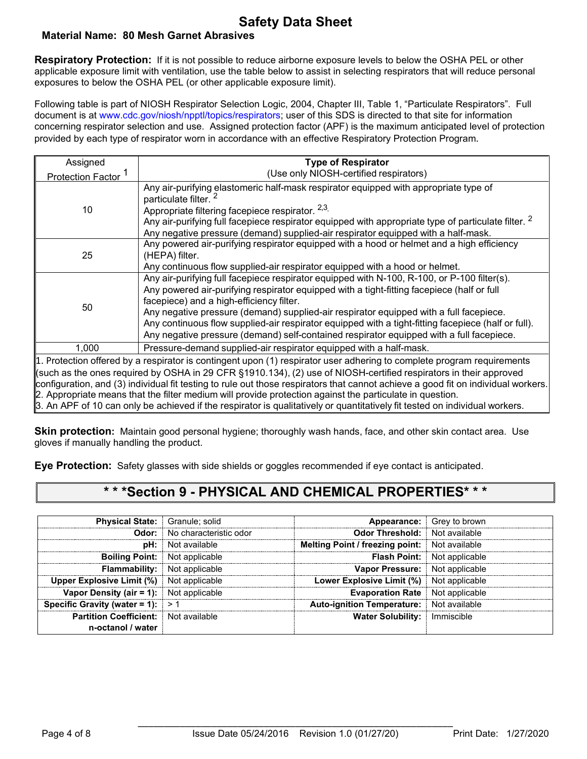**Respiratory Protection:** If it is not possible to reduce airborne exposure levels to below the OSHA PEL or other applicable exposure limit with ventilation, use the table below to assist in selecting respirators that will reduce personal exposures to below the OSHA PEL (or other applicable exposure limit).

Following table is part of NIOSH Respirator Selection Logic, 2004, Chapter III, Table 1, "Particulate Respirators". Full document is at www.cdc.gov/niosh/npptl/topics/respirators; user of this SDS is directed to that site for information concerning respirator selection and use. Assigned protection factor (APF) is the maximum anticipated level of protection provided by each type of respirator worn in accordance with an effective Respiratory Protection Program.

| Assigned Protection Factor [1] | **Type of Respirator** (Use only NIOSH-certified respirators) |
|---|---|
| 10 | Any air-purifying elastomeric half-mask respirator equipped with appropriate type of particulate filter. [2]<br>Appropriate filtering facepiece respirator. [2,3]<br>Any air-purifying full facepiece respirator equipped with appropriate type of particulate filter. [2]<br>Any negative pressure (demand) supplied-air respirator equipped with a half-mask. |
| 25 | Any powered air-purifying respirator equipped with a hood or helmet and a high efficiency (HEPA) filter.<br>Any continuous flow supplied-air respirator equipped with a hood or helmet. |
| 50 | Any air-purifying full facepiece respirator equipped with N-100, R-100, or P-100 filter(s).<br>Any powered air-purifying respirator equipped with a tight-fitting facepiece (half or full facepiece) and a high-efficiency filter.<br>Any negative pressure (demand) supplied-air respirator equipped with a full facepiece.<br>Any continuous flow supplied-air respirator equipped with a tight-fitting facepiece (half or full).<br>Any negative pressure (demand) self-contained respirator equipped with a full facepiece. |
| 1,000 | Pressure-demand supplied-air respirator equipped with a half-mask. |

1. Protection offered by a respirator is contingent upon (1) respirator user adhering to complete program requirements (such as the ones required by OSHA in 29 CFR §1910.134), (2) use of NIOSH-certified respirators in their approved configuration, and (3) individual fit testing to rule out those respirators that cannot achieve a good fit on individual workers.
2. Appropriate means that the filter medium will provide protection against the particulate in question.
3. An APF of 10 can only be achieved if the respirator is qualitatively or quantitatively fit tested on individual workers.

**Skin protection:** Maintain good personal hygiene; thoroughly wash hands, face, and other skin contact area. Use gloves if manually handling the product.

**Eye Protection:** Safety glasses with side shields or goggles recommended if eye contact is anticipated.

## * * *Section 9 - PHYSICAL AND CHEMICAL PROPERTIES* * *

| | | | |
|---|---|---|---|
| **Physical State:** | Granule; solid | **Appearance:** | Grey to brown |
| **Odor:** | No characteristic odor | **Odor Threshold:** | Not available |
| **pH:** | Not available | **Melting Point / freezing point:** | Not available |
| **Boiling Point:** | Not applicable | **Flash Point:** | Not applicable |
| **Flammability:** | Not applicable | **Vapor Pressure:** | Not applicable |
| **Upper Explosive Limit (%)** | Not applicable | **Lower Explosive Limit (%)** | Not applicable |
| **Vapor Density (air = 1):** | Not applicable | **Evaporation Rate** | Not applicable |
| **Specific Gravity (water = 1):** | > 1 | **Auto-ignition Temperature:** | Not available |
| **Partition Coefficient: n-octanol / water** | Not available | **Water Solubility:** | Immiscible |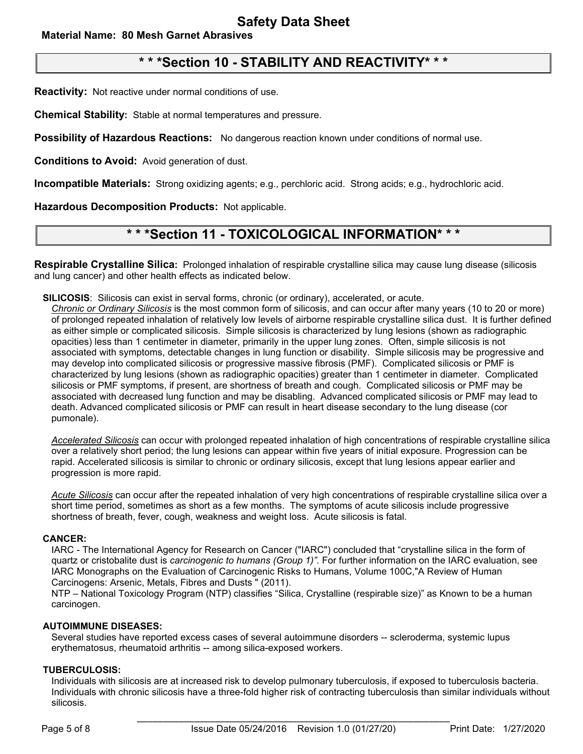## * * *Section 10 - STABILITY AND REACTIVITY* * *

**Reactivity:** Not reactive under normal conditions of use.

**Chemical Stability:** Stable at normal temperatures and pressure.

**Possibility of Hazardous Reactions:** No dangerous reaction known under conditions of normal use.

**Conditions to Avoid:** Avoid generation of dust.

**Incompatible Materials:** Strong oxidizing agents; e.g., perchloric acid. Strong acids; e.g., hydrochloric acid.

**Hazardous Decomposition Products:** Not applicable.

## * * *Section 11 - TOXICOLOGICAL INFORMATION* * *

**Respirable Crystalline Silica:** Prolonged inhalation of respirable crystalline silica may cause lung disease (silicosis and lung cancer) and other health effects as indicated below.

**SILICOSIS**: Silicosis can exist in serval forms, chronic (or ordinary), accelerated, or acute.

*Chronic or Ordinary Silicosis* is the most common form of silicosis, and can occur after many years (10 to 20 or more) of prolonged repeated inhalation of relatively low levels of airborne respirable crystalline silica dust. It is further defined as either simple or complicated silicosis. Simple silicosis is characterized by lung lesions (shown as radiographic opacities) less than 1 centimeter in diameter, primarily in the upper lung zones. Often, simple silicosis is not associated with symptoms, detectable changes in lung function or disability. Simple silicosis may be progressive and may develop into complicated silicosis or progressive massive fibrosis (PMF). Complicated silicosis or PMF is characterized by lung lesions (shown as radiographic opacities) greater than 1 centimeter in diameter. Complicated silicosis or PMF symptoms, if present, are shortness of breath and cough. Complicated silicosis or PMF may be associated with decreased lung function and may be disabling. Advanced complicated silicosis or PMF may lead to death. Advanced complicated silicosis or PMF can result in heart disease secondary to the lung disease (cor pumonale).

*Accelerated Silicosis* can occur with prolonged repeated inhalation of high concentrations of respirable crystalline silica over a relatively short period; the lung lesions can appear within five years of initial exposure. Progression can be rapid. Accelerated silicosis is similar to chronic or ordinary silicosis, except that lung lesions appear earlier and progression is more rapid.

*Acute Silicosis* can occur after the repeated inhalation of very high concentrations of respirable crystalline silica over a short time period, sometimes as short as a few months. The symptoms of acute silicosis include progressive shortness of breath, fever, cough, weakness and weight loss. Acute silicosis is fatal.

**CANCER:**

IARC - The International Agency for Research on Cancer ("IARC") concluded that "crystalline silica in the form of quartz or cristobalite dust is *carcinogenic to humans (Group 1)"*. For further information on the IARC evaluation, see IARC Monographs on the Evaluation of Carcinogenic Risks to Humans, Volume 100C,"A Review of Human Carcinogens: Arsenic, Metals, Fibres and Dusts " (2011).

NTP – National Toxicology Program (NTP) classifies "Silica, Crystalline (respirable size)" as Known to be a human carcinogen.

**AUTOIMMUNE DISEASES:**

Several studies have reported excess cases of several autoimmune disorders -- scleroderma, systemic lupus erythematosus, rheumatoid arthritis -- among silica-exposed workers.

**TUBERCULOSIS:**

Individuals with silicosis are at increased risk to develop pulmonary tuberculosis, if exposed to tuberculosis bacteria. Individuals with chronic silicosis have a three-fold higher risk of contracting tuberculosis than similar individuals without silicosis.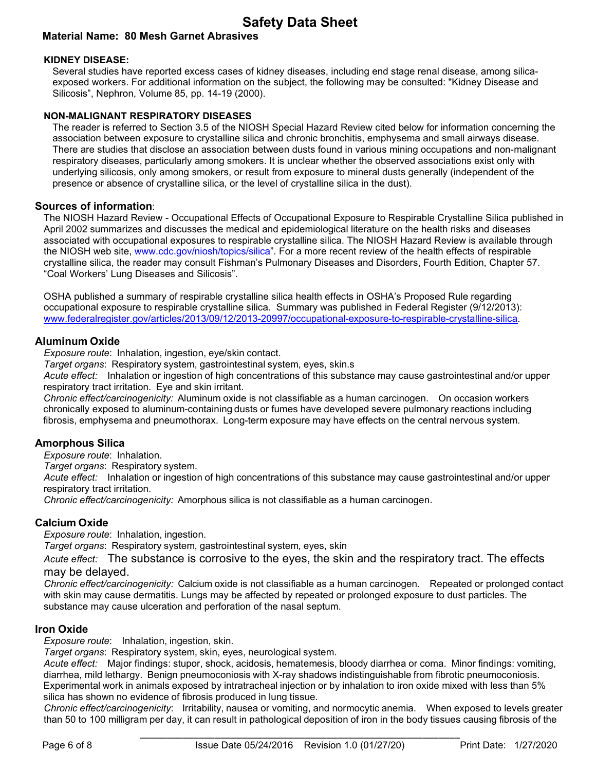**KIDNEY DISEASE:**

Several studies have reported excess cases of kidney diseases, including end stage renal disease, among silica-exposed workers. For additional information on the subject, the following may be consulted: "Kidney Disease and Silicosis", Nephron, Volume 85, pp. 14-19 (2000).

**NON-MALIGNANT RESPIRATORY DISEASES**

The reader is referred to Section 3.5 of the NIOSH Special Hazard Review cited below for information concerning the association between exposure to crystalline silica and chronic bronchitis, emphysema and small airways disease. There are studies that disclose an association between dusts found in various mining occupations and non-malignant respiratory diseases, particularly among smokers. It is unclear whether the observed associations exist only with underlying silicosis, only among smokers, or result from exposure to mineral dusts generally (independent of the presence or absence of crystalline silica, or the level of crystalline silica in the dust).

**Sources of information**:

The NIOSH Hazard Review - Occupational Effects of Occupational Exposure to Respirable Crystalline Silica published in April 2002 summarizes and discusses the medical and epidemiological literature on the health risks and diseases associated with occupational exposures to respirable crystalline silica. The NIOSH Hazard Review is available through the NIOSH web site, www.cdc.gov/niosh/topics/silica". For a more recent review of the health effects of respirable crystalline silica, the reader may consult Fishman's Pulmonary Diseases and Disorders, Fourth Edition, Chapter 57. "Coal Workers' Lung Diseases and Silicosis".

OSHA published a summary of respirable crystalline silica health effects in OSHA's Proposed Rule regarding occupational exposure to respirable crystalline silica. Summary was published in Federal Register (9/12/2013): www.federalregister.gov/articles/2013/09/12/2013-20997/occupational-exposure-to-respirable-crystalline-silica.

**Aluminum Oxide**

*Exposure route*: Inhalation, ingestion, eye/skin contact.
*Target organs*: Respiratory system, gastrointestinal system, eyes, skin.s
*Acute effect:* Inhalation or ingestion of high concentrations of this substance may cause gastrointestinal and/or upper respiratory tract irritation. Eye and skin irritant.
*Chronic effect/carcinogenicity:* Aluminum oxide is not classifiable as a human carcinogen. On occasion workers chronically exposed to aluminum-containing dusts or fumes have developed severe pulmonary reactions including fibrosis, emphysema and pneumothorax. Long-term exposure may have effects on the central nervous system.

**Amorphous Silica**

*Exposure route*: Inhalation.
*Target organs*: Respiratory system.
*Acute effect:* Inhalation or ingestion of high concentrations of this substance may cause gastrointestinal and/or upper respiratory tract irritation.
*Chronic effect/carcinogenicity:* Amorphous silica is not classifiable as a human carcinogen.

**Calcium Oxide**

*Exposure route*: Inhalation, ingestion.
*Target organs*: Respiratory system, gastrointestinal system, eyes, skin
*Acute effect:* The substance is corrosive to the eyes, the skin and the respiratory tract. The effects may be delayed.
*Chronic effect/carcinogenicity:* Calcium oxide is not classifiable as a human carcinogen. Repeated or prolonged contact with skin may cause dermatitis. Lungs may be affected by repeated or prolonged exposure to dust particles. The substance may cause ulceration and perforation of the nasal septum.

**Iron Oxide**

*Exposure route*: Inhalation, ingestion, skin.
*Target organs*: Respiratory system, skin, eyes, neurological system.
*Acute effect:* Major findings: stupor, shock, acidosis, hematemesis, bloody diarrhea or coma. Minor findings: vomiting, diarrhea, mild lethargy. Benign pneumoconiosis with X-ray shadows indistinguishable from fibrotic pneumoconiosis. Experimental work in animals exposed by intratracheal injection or by inhalation to iron oxide mixed with less than 5% silica has shown no evidence of fibrosis produced in lung tissue.
*Chronic effect/carcinogenicity*: Irritability, nausea or vomiting, and normocytic anemia. When exposed to levels greater than 50 to 100 milligram per day, it can result in pathological deposition of iron in the body tissues causing fibrosis of the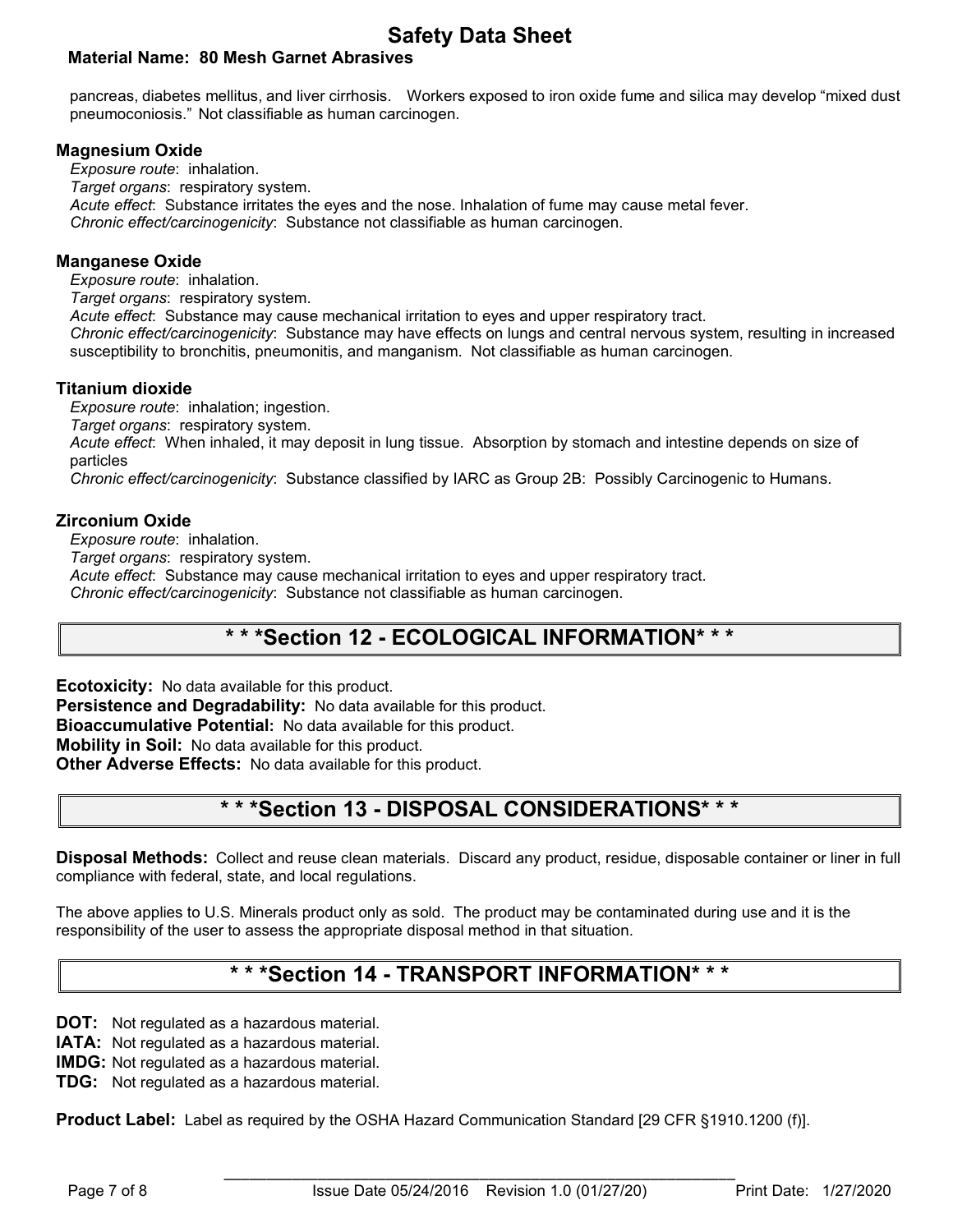pancreas, diabetes mellitus, and liver cirrhosis. Workers exposed to iron oxide fume and silica may develop "mixed dust pneumoconiosis." Not classifiable as human carcinogen.

### Magnesium Oxide

*Exposure route*: inhalation.
*Target organs*: respiratory system.
*Acute effect*: Substance irritates the eyes and the nose. Inhalation of fume may cause metal fever.
*Chronic effect/carcinogenicity*: Substance not classifiable as human carcinogen.

### Manganese Oxide

*Exposure route*: inhalation.
*Target organs*: respiratory system.
*Acute effect*: Substance may cause mechanical irritation to eyes and upper respiratory tract.
*Chronic effect/carcinogenicity*: Substance may have effects on lungs and central nervous system, resulting in increased susceptibility to bronchitis, pneumonitis, and manganism. Not classifiable as human carcinogen.

### Titanium dioxide

*Exposure route*: inhalation; ingestion.
*Target organs*: respiratory system.
*Acute effect*: When inhaled, it may deposit in lung tissue. Absorption by stomach and intestine depends on size of particles
*Chronic effect/carcinogenicity*: Substance classified by IARC as Group 2B: Possibly Carcinogenic to Humans.

### Zirconium Oxide

*Exposure route*: inhalation.
*Target organs*: respiratory system.
*Acute effect*: Substance may cause mechanical irritation to eyes and upper respiratory tract.
*Chronic effect/carcinogenicity*: Substance not classifiable as human carcinogen.

## * * *Section 12 - ECOLOGICAL INFORMATION* * *

**Ecotoxicity:** No data available for this product.
**Persistence and Degradability:** No data available for this product.
**Bioaccumulative Potential:** No data available for this product.
**Mobility in Soil:** No data available for this product.
**Other Adverse Effects:** No data available for this product.

## * * *Section 13 - DISPOSAL CONSIDERATIONS* * *

**Disposal Methods:** Collect and reuse clean materials. Discard any product, residue, disposable container or liner in full compliance with federal, state, and local regulations.

The above applies to U.S. Minerals product only as sold. The product may be contaminated during use and it is the responsibility of the user to assess the appropriate disposal method in that situation.

## * * *Section 14 - TRANSPORT INFORMATION* * *

**DOT:** Not regulated as a hazardous material.
**IATA:** Not regulated as a hazardous material.
**IMDG:** Not regulated as a hazardous material.
**TDG:** Not regulated as a hazardous material.

**Product Label:** Label as required by the OSHA Hazard Communication Standard [29 CFR §1910.1200 (f)].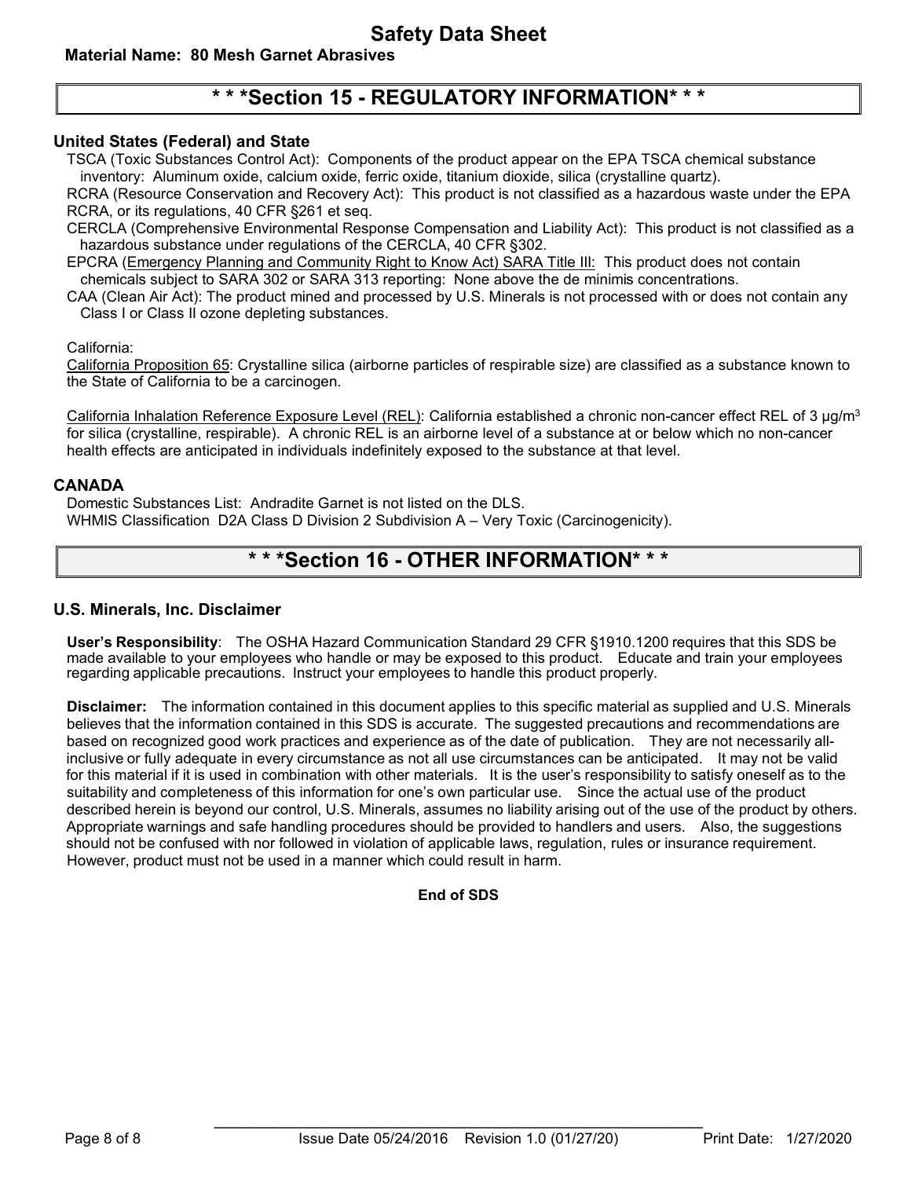## * * *Section 15 - REGULATORY INFORMATION* * *

### United States (Federal) and State

TSCA (Toxic Substances Control Act): Components of the product appear on the EPA TSCA chemical substance inventory: Aluminum oxide, calcium oxide, ferric oxide, titanium dioxide, silica (crystalline quartz).

RCRA (Resource Conservation and Recovery Act): This product is not classified as a hazardous waste under the EPA RCRA, or its regulations, 40 CFR §261 et seq.

CERCLA (Comprehensive Environmental Response Compensation and Liability Act): This product is not classified as a hazardous substance under regulations of the CERCLA, 40 CFR §302.

EPCRA (Emergency Planning and Community Right to Know Act) SARA Title III: This product does not contain chemicals subject to SARA 302 or SARA 313 reporting: None above the de minimis concentrations.

CAA (Clean Air Act): The product mined and processed by U.S. Minerals is not processed with or does not contain any Class I or Class II ozone depleting substances.

California:

California Proposition 65: Crystalline silica (airborne particles of respirable size) are classified as a substance known to the State of California to be a carcinogen.

California Inhalation Reference Exposure Level (REL): California established a chronic non-cancer effect REL of 3 μg/m$^3$ for silica (crystalline, respirable). A chronic REL is an airborne level of a substance at or below which no non-cancer health effects are anticipated in individuals indefinitely exposed to the substance at that level.

### CANADA

Domestic Substances List: Andradite Garnet is not listed on the DLS.

WHMIS Classification D2A Class D Division 2 Subdivision A – Very Toxic (Carcinogenicity).

## * * *Section 16 - OTHER INFORMATION* * *

### U.S. Minerals, Inc. Disclaimer

**User's Responsibility**: The OSHA Hazard Communication Standard 29 CFR §1910.1200 requires that this SDS be made available to your employees who handle or may be exposed to this product. Educate and train your employees regarding applicable precautions. Instruct your employees to handle this product properly.

**Disclaimer:** The information contained in this document applies to this specific material as supplied and U.S. Minerals believes that the information contained in this SDS is accurate. The suggested precautions and recommendations are based on recognized good work practices and experience as of the date of publication. They are not necessarily all-inclusive or fully adequate in every circumstance as not all use circumstances can be anticipated. It may not be valid for this material if it is used in combination with other materials. It is the user's responsibility to satisfy oneself as to the suitability and completeness of this information for one's own particular use. Since the actual use of the product described herein is beyond our control, U.S. Minerals, assumes no liability arising out of the use of the product by others. Appropriate warnings and safe handling procedures should be provided to handlers and users. Also, the suggestions should not be confused with nor followed in violation of applicable laws, regulation, rules or insurance requirement. However, product must not be used in a manner which could result in harm.

**End of SDS**